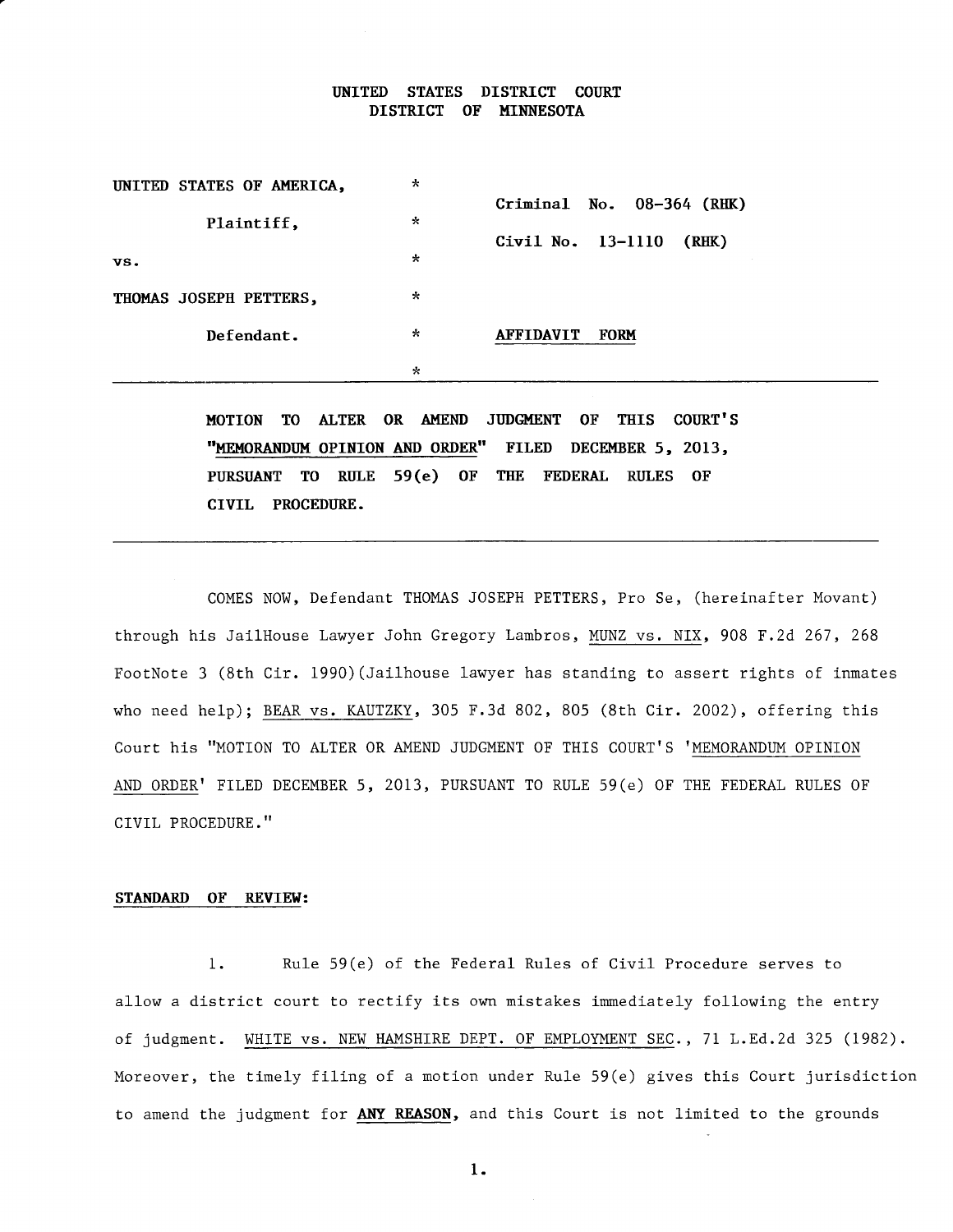# UNITED STATES DISTRICT COURT
## DISTRICT OF MINNESOTA

| | | |
|---|---|---|
| UNITED STATES OF AMERICA, | * | Criminal No. 08-364 (RHK) |
| Plaintiff, | * | Civil No. 13-1110 (RHK) |
| vs. | * | |
| THOMAS JOSEPH PETTERS, | * | |
| Defendant. | * | **AFFIDAVIT FORM** |
| | * | |

---

**MOTION TO ALTER OR AMEND JUDGMENT OF THIS COURT'S "MEMORANDUM OPINION AND ORDER" FILED DECEMBER 5, 2013, PURSUANT TO RULE 59(e) OF THE FEDERAL RULES OF CIVIL PROCEDURE.**

---

COMES NOW, Defendant THOMAS JOSEPH PETTERS, Pro Se, (hereinafter Movant) through his JailHouse Lawyer John Gregory Lambros, MUNZ vs. NIX, 908 F.2d 267, 268 FootNote 3 (8th Cir. 1990)(Jailhouse lawyer has standing to assert rights of inmates who need help); BEAR vs. KAUTZKY, 305 F.3d 802, 805 (8th Cir. 2002), offering this Court his "MOTION TO ALTER OR AMEND JUDGMENT OF THIS COURT'S 'MEMORANDUM OPINION AND ORDER' FILED DECEMBER 5, 2013, PURSUANT TO RULE 59(e) OF THE FEDERAL RULES OF CIVIL PROCEDURE."

**STANDARD OF REVIEW:**

1. Rule 59(e) of the Federal Rules of Civil Procedure serves to allow a district court to rectify its own mistakes immediately following the entry of judgment. WHITE vs. NEW HAMSHIRE DEPT. OF EMPLOYMENT SEC., 71 L.Ed.2d 325 (1982). Moreover, the timely filing of a motion under Rule 59(e) gives this Court jurisdiction to amend the judgment for **ANY REASON**, and this Court is not limited to the grounds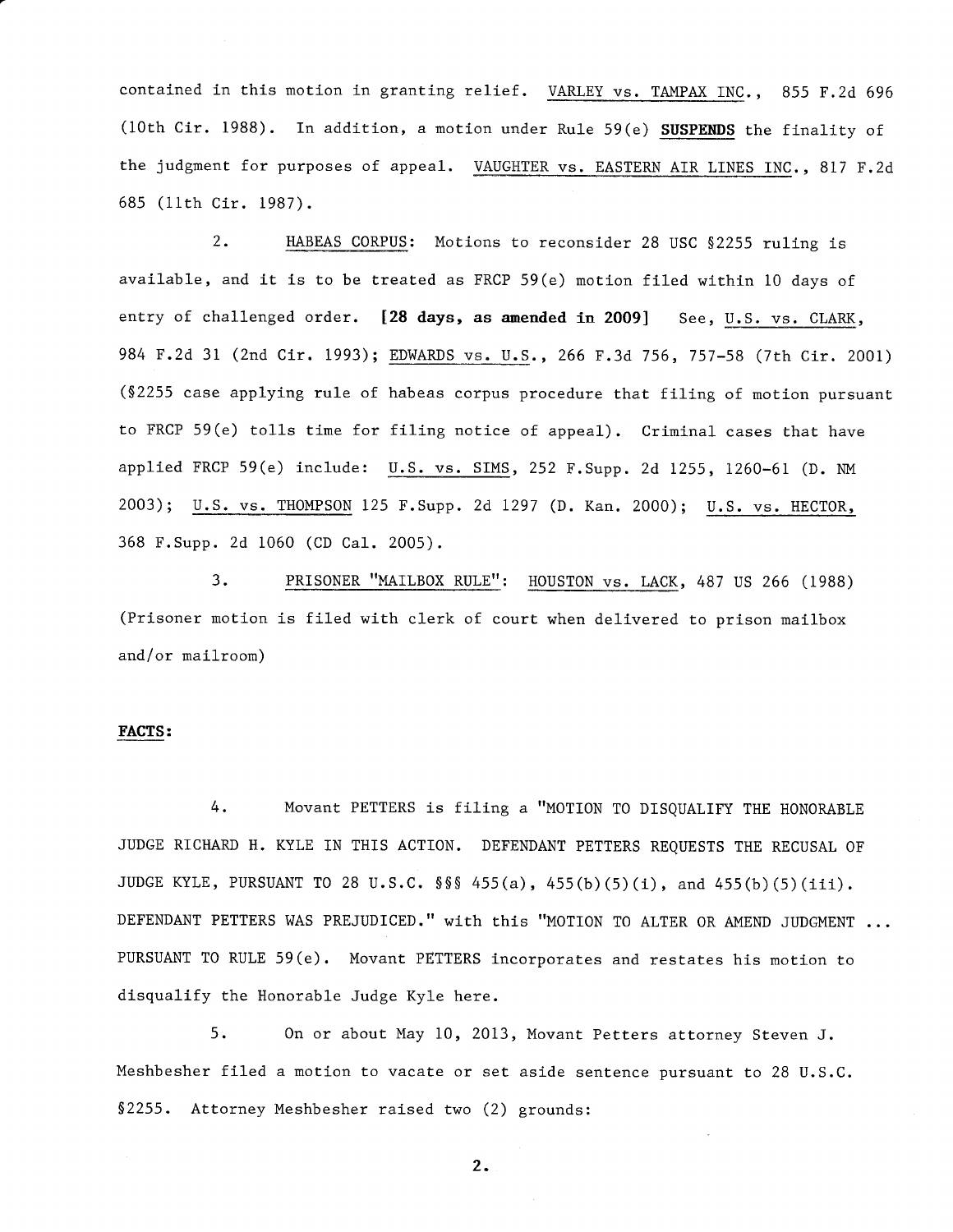contained in this motion in granting relief. VARLEY vs. TAMPAX INC., 855 F.2d 696 (10th Cir. 1988). In addition, a motion under Rule 59(e) **SUSPENDS** the finality of the judgment for purposes of appeal. VAUGHTER vs. EASTERN AIR LINES INC., 817 F.2d 685 (11th Cir. 1987).

2. HABEAS CORPUS: Motions to reconsider 28 USC §2255 ruling is available, and it is to be treated as FRCP 59(e) motion filed within 10 days of entry of challenged order. **[28 days, as amended in 2009]** See, U.S. vs. CLARK, 984 F.2d 31 (2nd Cir. 1993); EDWARDS vs. U.S., 266 F.3d 756, 757-58 (7th Cir. 2001) (§2255 case applying rule of habeas corpus procedure that filing of motion pursuant to FRCP 59(e) tolls time for filing notice of appeal). Criminal cases that have applied FRCP 59(e) include: U.S. vs. SIMS, 252 F.Supp. 2d 1255, 1260-61 (D. NM 2003); U.S. vs. THOMPSON 125 F.Supp. 2d 1297 (D. Kan. 2000); U.S. vs. HECTOR, 368 F.Supp. 2d 1060 (CD Cal. 2005).

3. PRISONER "MAILBOX RULE": HOUSTON vs. LACK, 487 US 266 (1988) (Prisoner motion is filed with clerk of court when delivered to prison mailbox and/or mailroom)

**FACTS:**

4. Movant PETTERS is filing a "MOTION TO DISQUALIFY THE HONORABLE JUDGE RICHARD H. KYLE IN THIS ACTION. DEFENDANT PETTERS REQUESTS THE RECUSAL OF JUDGE KYLE, PURSUANT TO 28 U.S.C. §§§ 455(a), 455(b)(5)(i), and 455(b)(5)(iii). DEFENDANT PETTERS WAS PREJUDICED." with this "MOTION TO ALTER OR AMEND JUDGMENT ... PURSUANT TO RULE 59(e). Movant PETTERS incorporates and restates his motion to disqualify the Honorable Judge Kyle here.

5. On or about May 10, 2013, Movant Petters attorney Steven J. Meshbesher filed a motion to vacate or set aside sentence pursuant to 28 U.S.C. §2255. Attorney Meshbesher raised two (2) grounds: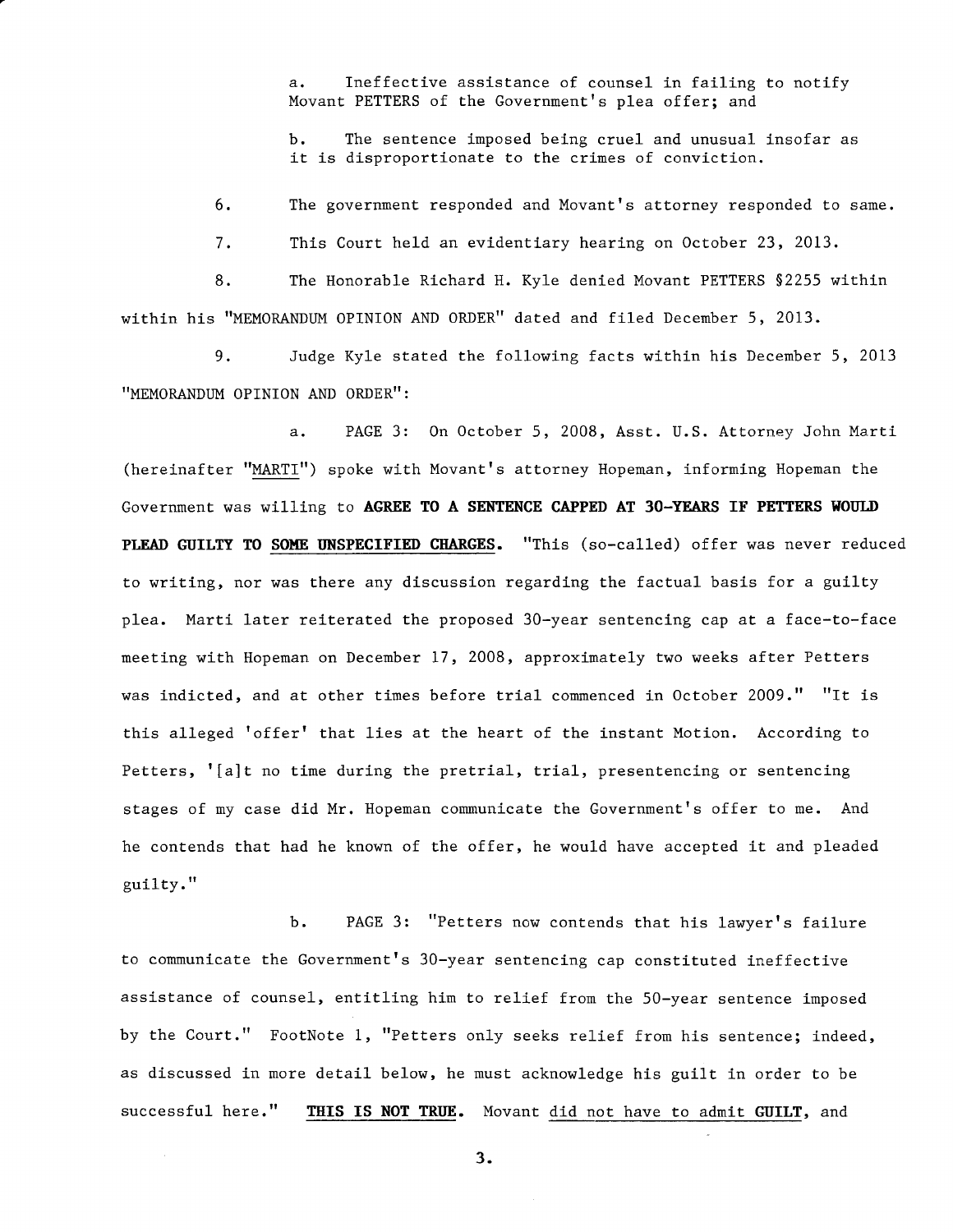a. Ineffective assistance of counsel in failing to notify Movant PETTERS of the Government's plea offer; and

b. The sentence imposed being cruel and unusual insofar as it is disproportionate to the crimes of conviction.

6. The government responded and Movant's attorney responded to same.

7. This Court held an evidentiary hearing on October 23, 2013.

8. The Honorable Richard H. Kyle denied Movant PETTERS §2255 within within his "MEMORANDUM OPINION AND ORDER" dated and filed December 5, 2013.

9. Judge Kyle stated the following facts within his December 5, 2013 "MEMORANDUM OPINION AND ORDER":

a. PAGE 3: On October 5, 2008, Asst. U.S. Attorney John Marti (hereinafter "MARTI") spoke with Movant's attorney Hopeman, informing Hopeman the Government was willing to **AGREE TO A SENTENCE CAPPED AT 30-YEARS IF PETTERS WOULD PLEAD GUILTY TO SOME UNSPECIFIED CHARGES.** "This (so-called) offer was never reduced to writing, nor was there any discussion regarding the factual basis for a guilty plea. Marti later reiterated the proposed 30-year sentencing cap at a face-to-face meeting with Hopeman on December 17, 2008, approximately two weeks after Petters was indicted, and at other times before trial commenced in October 2009." "It is this alleged 'offer' that lies at the heart of the instant Motion. According to Petters, '[a]t no time during the pretrial, trial, presentencing or sentencing stages of my case did Mr. Hopeman communicate the Government's offer to me. And he contends that had he known of the offer, he would have accepted it and pleaded guilty."

b. PAGE 3: "Petters now contends that his lawyer's failure to communicate the Government's 30-year sentencing cap constituted ineffective assistance of counsel, entitling him to relief from the 50-year sentence imposed by the Court." FootNote 1, "Petters only seeks relief from his sentence; indeed, as discussed in more detail below, he must acknowledge his guilt in order to be successful here." **THIS IS NOT TRUE.** Movant did not have to admit **GUILT**, and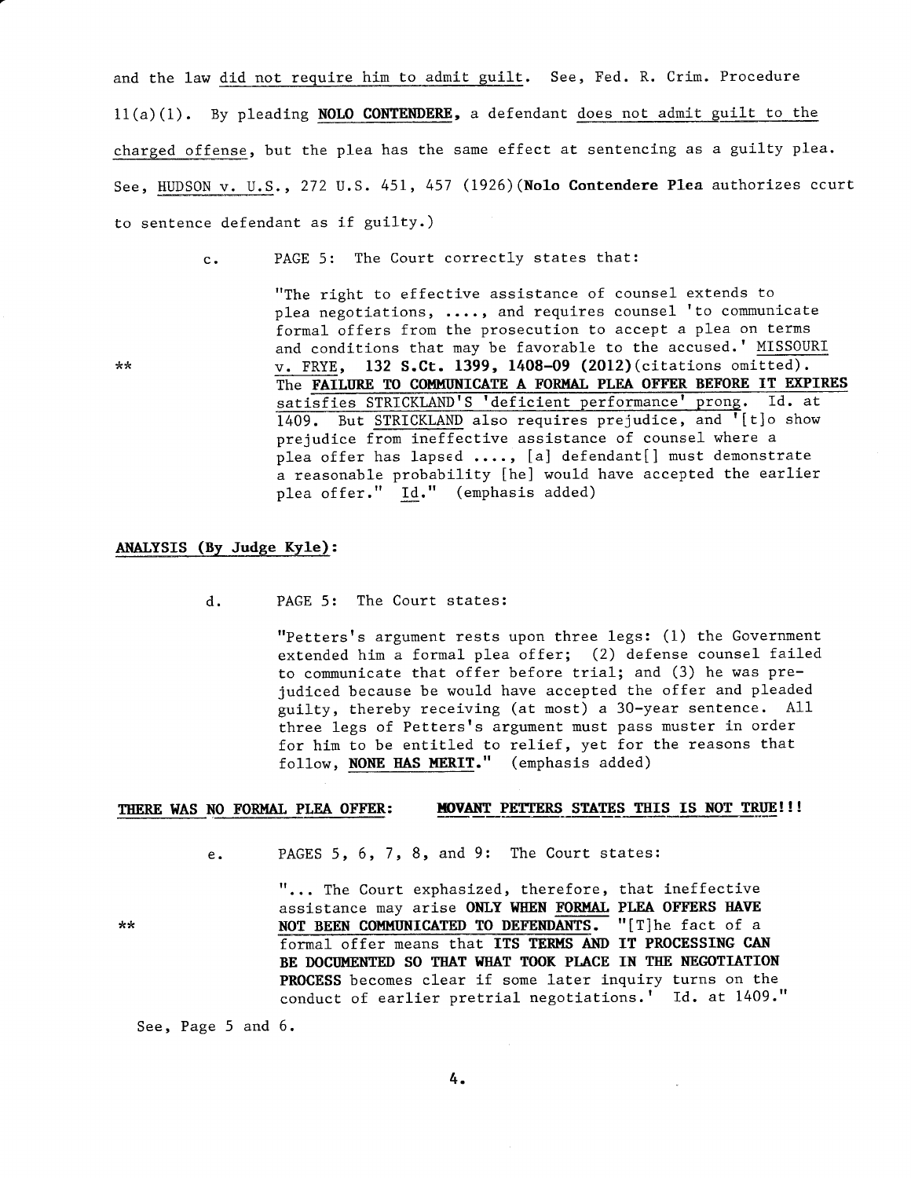and the law did not require him to admit guilt. See, Fed. R. Crim. Procedure 11(a)(1). By pleading **NOLO CONTENDERE,** a defendant does not admit guilt to the charged offense, but the plea has the same effect at sentencing as a guilty plea. See, HUDSON v. U.S., 272 U.S. 451, 457 (1926)(**Nolo Contendere Plea** authorizes ccurt to sentence defendant as if guilty.)

c. PAGE 5: The Court correctly states that:

> "The right to effective assistance of counsel extends to plea negotiations, ...., and requires counsel 'to communicate formal offers from the prosecution to accept a plea on terms and conditions that may be favorable to the accused.' MISSOURI v. FRYE, **132 S.Ct. 1399, 1408-09 (2012)**(citations omitted). The **FAILURE TO COMMUNICATE A FORMAL PLEA OFFER BEFORE IT EXPIRES** satisfies STRICKLAND'S 'deficient performance' prong. Id. at 1409. But STRICKLAND also requires prejudice, and '[t]o show prejudice from ineffective assistance of counsel where a plea offer has lapsed ...., [a] defendant[] must demonstrate a reasonable probability [he] would have accepted the earlier plea offer." Id." (emphasis added)

**

**ANALYSIS (By Judge Kyle):**

d. PAGE 5: The Court states:

> "Petters's argument rests upon three legs: (1) the Government extended him a formal plea offer; (2) defense counsel failed to communicate that offer before trial; and (3) he was prejudiced because be would have accepted the offer and pleaded guilty, thereby receiving (at most) a 30-year sentence. All three legs of Petters's argument must pass muster in order for him to be entitled to relief, yet for the reasons that follow, **NONE HAS MERIT.**" (emphasis added)

**THERE WAS NO FORMAL PLEA OFFER:** **MOVANT PETTERS STATES THIS IS NOT TRUE!!!**

e. PAGES 5, 6, 7, 8, and 9: The Court states:

> "... The Court exphasized, therefore, that ineffective assistance may arise **ONLY WHEN FORMAL PLEA OFFERS HAVE NOT BEEN COMMUNICATED TO DEFENDANTS.** "[T]he fact of a formal offer means that **ITS TERMS AND IT PROCESSING CAN BE DOCUMENTED SO THAT WHAT TOOK PLACE IN THE NEGOTIATION PROCESS** becomes clear if some later inquiry turns on the conduct of earlier pretrial negotiations.' Id. at 1409."

**

See, Page 5 and 6.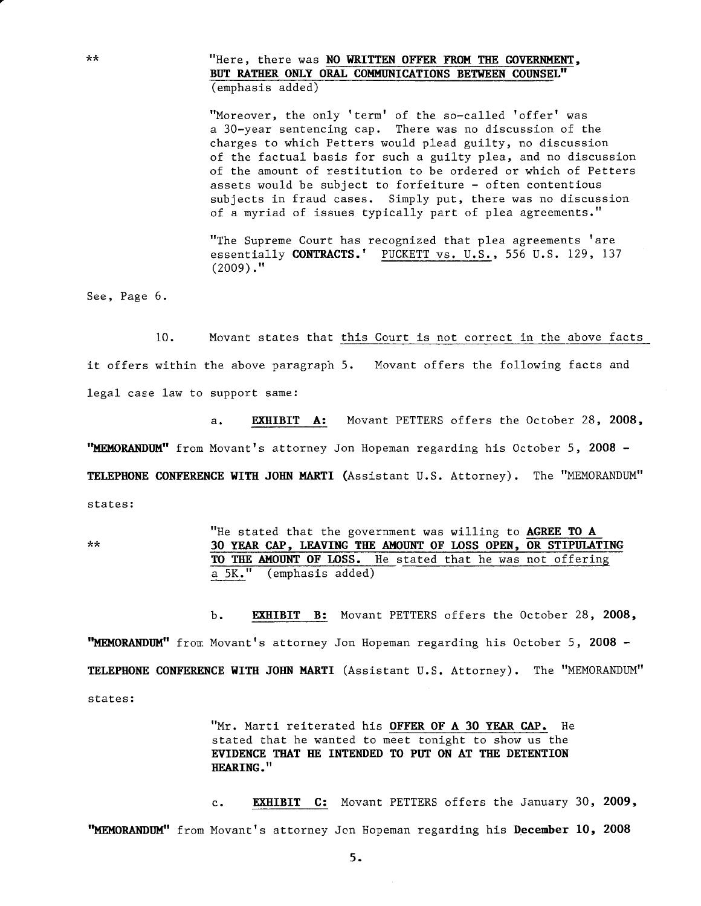** "Here, there was **NO WRITTEN OFFER FROM THE GOVERNMENT, BUT RATHER ONLY ORAL COMMUNICATIONS BETWEEN COUNSEL**" (emphasis added)

> "Moreover, the only 'term' of the so-called 'offer' was a 30-year sentencing cap. There was no discussion of the charges to which Petters would plead guilty, no discussion of the factual basis for such a guilty plea, and no discussion of the amount of restitution to be ordered or which of Petters assets would be subject to forfeiture - often contentious subjects in fraud cases. Simply put, there was no discussion of a myriad of issues typically part of plea agreements."

> "The Supreme Court has recognized that plea agreements 'are essentially **CONTRACTS.**' PUCKETT vs. U.S., 556 U.S. 129, 137 (2009)."

See, Page 6.

10. Movant states that this Court is not correct in the above facts it offers within the above paragraph 5. Movant offers the following facts and legal case law to support same:

a. **EXHIBIT A:** Movant PETTERS offers the October 28, **2008**, **"MEMORANDUM"** from Movant's attorney Jon Hopeman regarding his October 5, **2008 - TELEPHONE CONFERENCE WITH JOHN MARTI** (Assistant U.S. Attorney). The "MEMORANDUM" states:

** "He stated that the government was willing to **AGREE TO A 30 YEAR CAP, LEAVING THE AMOUNT OF LOSS OPEN, OR STIPULATING TO THE AMOUNT OF LOSS.** He stated that he was not offering a 5K." (emphasis added)

b. **EXHIBIT B:** Movant PETTERS offers the October 28, **2008**, **"MEMORANDUM"** from Movant's attorney Jon Hopeman regarding his October 5, **2008 - TELEPHONE CONFERENCE WITH JOHN MARTI** (Assistant U.S. Attorney). The "MEMORANDUM" states:

> "Mr. Marti reiterated his **OFFER OF A 30 YEAR CAP.** He stated that he wanted to meet tonight to show us the **EVIDENCE THAT HE INTENDED TO PUT ON AT THE DETENTION HEARING.**"

c. **EXHIBIT C:** Movant PETTERS offers the January 30, **2009**, **"MEMORANDUM"** from Movant's attorney Jon Hopeman regarding his **December 10, 2008**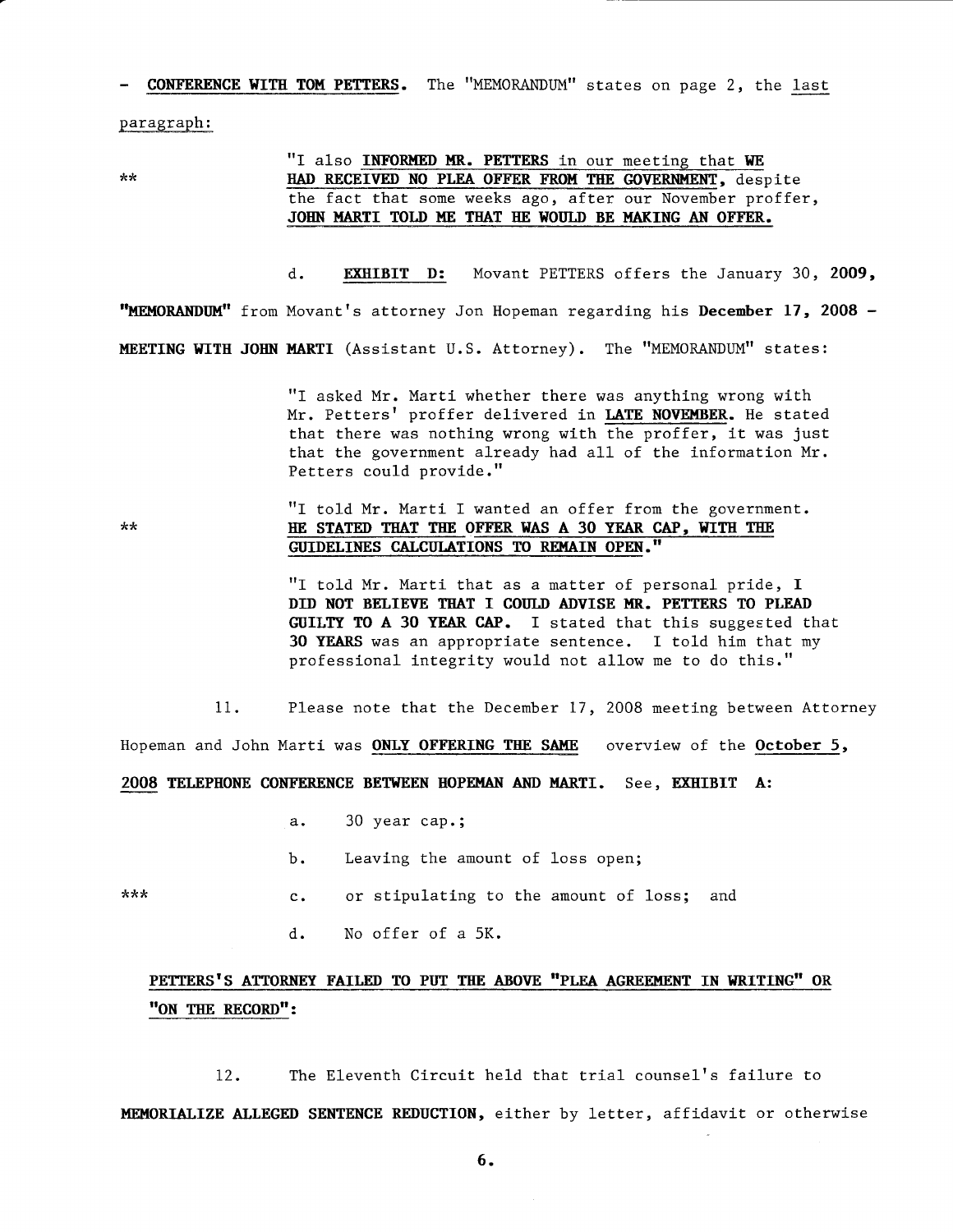- **CONFERENCE WITH TOM PETTERS.** The "MEMORANDUM" states on page 2, the last paragraph:

** "I also **INFORMED MR. PETTERS** in our meeting that **WE HAD RECEIVED NO PLEA OFFER FROM THE GOVERNMENT**, despite the fact that some weeks ago, after our November proffer, **JOHN MARTI TOLD ME THAT HE WOULD BE MAKING AN OFFER.**

d. **EXHIBIT D:** Movant PETTERS offers the January 30, **2009**, **"MEMORANDUM"** from Movant's attorney Jon Hopeman regarding his **December 17, 2008 - MEETING WITH JOHN MARTI** (Assistant U.S. Attorney). The "MEMORANDUM" states:

> "I asked Mr. Marti whether there was anything wrong with Mr. Petters' proffer delivered in **LATE NOVEMBER.** He stated that there was nothing wrong with the proffer, it was just that the government already had all of the information Mr. Petters could provide."

** "I told Mr. Marti I wanted an offer from the government. **HE STATED THAT THE OFFER WAS A 30 YEAR CAP, WITH THE GUIDELINES CALCULATIONS TO REMAIN OPEN."**

> "I told Mr. Marti that as a matter of personal pride, **I DID NOT BELIEVE THAT I COULD ADVISE MR. PETTERS TO PLEAD GUILTY TO A 30 YEAR CAP.** I stated that this suggested that **30 YEARS** was an appropriate sentence. I told him that my professional integrity would not allow me to do this."

11. Please note that the December 17, 2008 meeting between Attorney Hopeman and John Marti was **ONLY OFFERING THE SAME** overview of the **October 5, 2008 TELEPHONE CONFERENCE BETWEEN HOPEMAN AND MARTI.** See, **EXHIBIT A:**

a. 30 year cap.;

b. Leaving the amount of loss open;

*** c. or stipulating to the amount of loss; and

d. No offer of a 5K.

**PETTERS'S ATTORNEY FAILED TO PUT THE ABOVE "PLEA AGREEMENT IN WRITING" OR "ON THE RECORD":**

12. The Eleventh Circuit held that trial counsel's failure to **MEMORIALIZE ALLEGED SENTENCE REDUCTION,** either by letter, affidavit or otherwise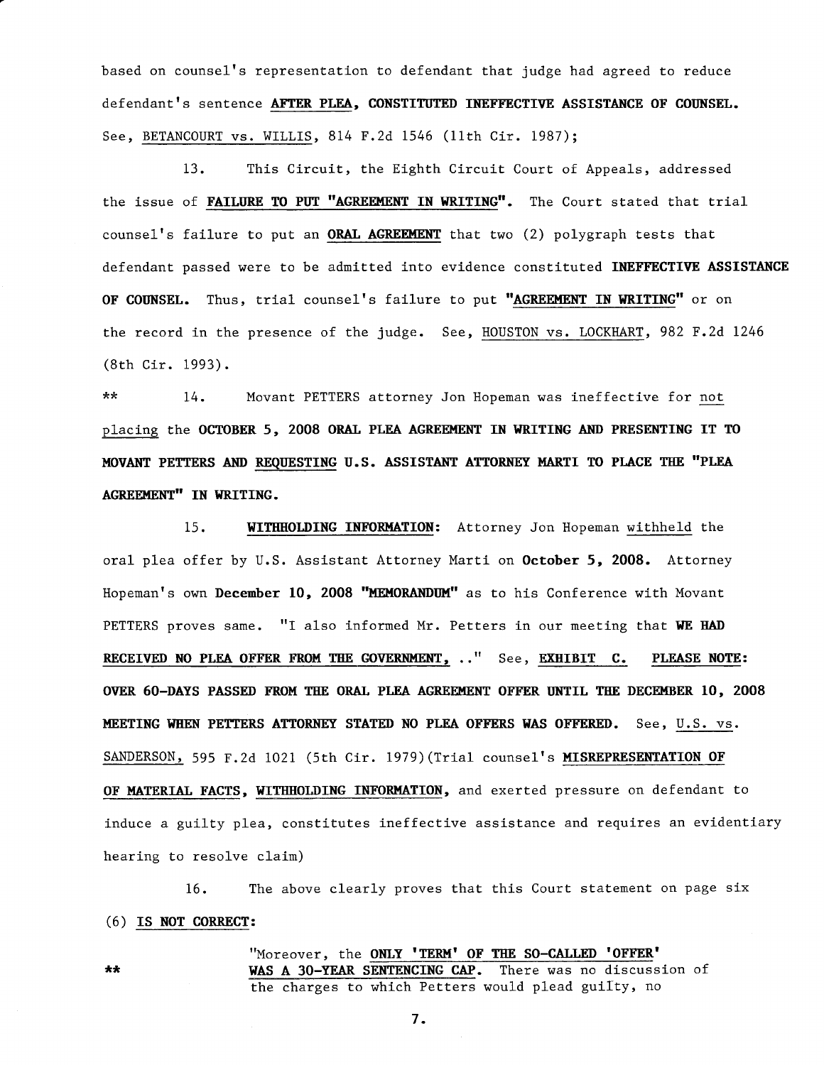based on counsel's representation to defendant that judge had agreed to reduce defendant's sentence **AFTER PLEA, CONSTITUTED INEFFECTIVE ASSISTANCE OF COUNSEL.** See, BETANCOURT vs. WILLIS, 814 F.2d 1546 (11th Cir. 1987);

13. This Circuit, the Eighth Circuit Court of Appeals, addressed the issue of **FAILURE TO PUT "AGREEMENT IN WRITING"**. The Court stated that trial counsel's failure to put an **ORAL AGREEMENT** that two (2) polygraph tests that defendant passed were to be admitted into evidence constituted **INEFFECTIVE ASSISTANCE OF COUNSEL.** Thus, trial counsel's failure to put **"AGREEMENT IN WRITING"** or on the record in the presence of the judge. See, HOUSTON vs. LOCKHART, 982 F.2d 1246 (8th Cir. 1993).

** 14. Movant PETTERS attorney Jon Hopeman was ineffective for not placing the **OCTOBER 5, 2008 ORAL PLEA AGREEMENT IN WRITING AND PRESENTING IT TO MOVANT PETTERS AND REQUESTING U.S. ASSISTANT ATTORNEY MARTI TO PLACE THE "PLEA AGREEMENT" IN WRITING.**

15. **WITHHOLDING INFORMATION:** Attorney Jon Hopeman withheld the oral plea offer by U.S. Assistant Attorney Marti on **October 5, 2008.** Attorney Hopeman's own **December 10, 2008 "MEMORANDUM"** as to his Conference with Movant PETTERS proves same. "I also informed Mr. Petters in our meeting that **WE HAD RECEIVED NO PLEA OFFER FROM THE GOVERNMENT,** .." See, **EXHIBIT C. PLEASE NOTE: OVER 60-DAYS PASSED FROM THE ORAL PLEA AGREEMENT OFFER UNTIL THE DECEMBER 10, 2008 MEETING WHEN PETTERS ATTORNEY STATED NO PLEA OFFERS WAS OFFERED.** See, U.S. vs. SANDERSON, 595 F.2d 1021 (5th Cir. 1979)(Trial counsel's **MISREPRESENTATION OF OF MATERIAL FACTS, WITHHOLDING INFORMATION,** and exerted pressure on defendant to induce a guilty plea, constitutes ineffective assistance and requires an evidentiary hearing to resolve claim)

16. The above clearly proves that this Court statement on page six (6) **IS NOT CORRECT:**

** "Moreover, the **ONLY 'TERM' OF THE SO-CALLED 'OFFER' WAS A 30-YEAR SENTENCING CAP.** There was no discussion of the charges to which Petters would plead guilty, no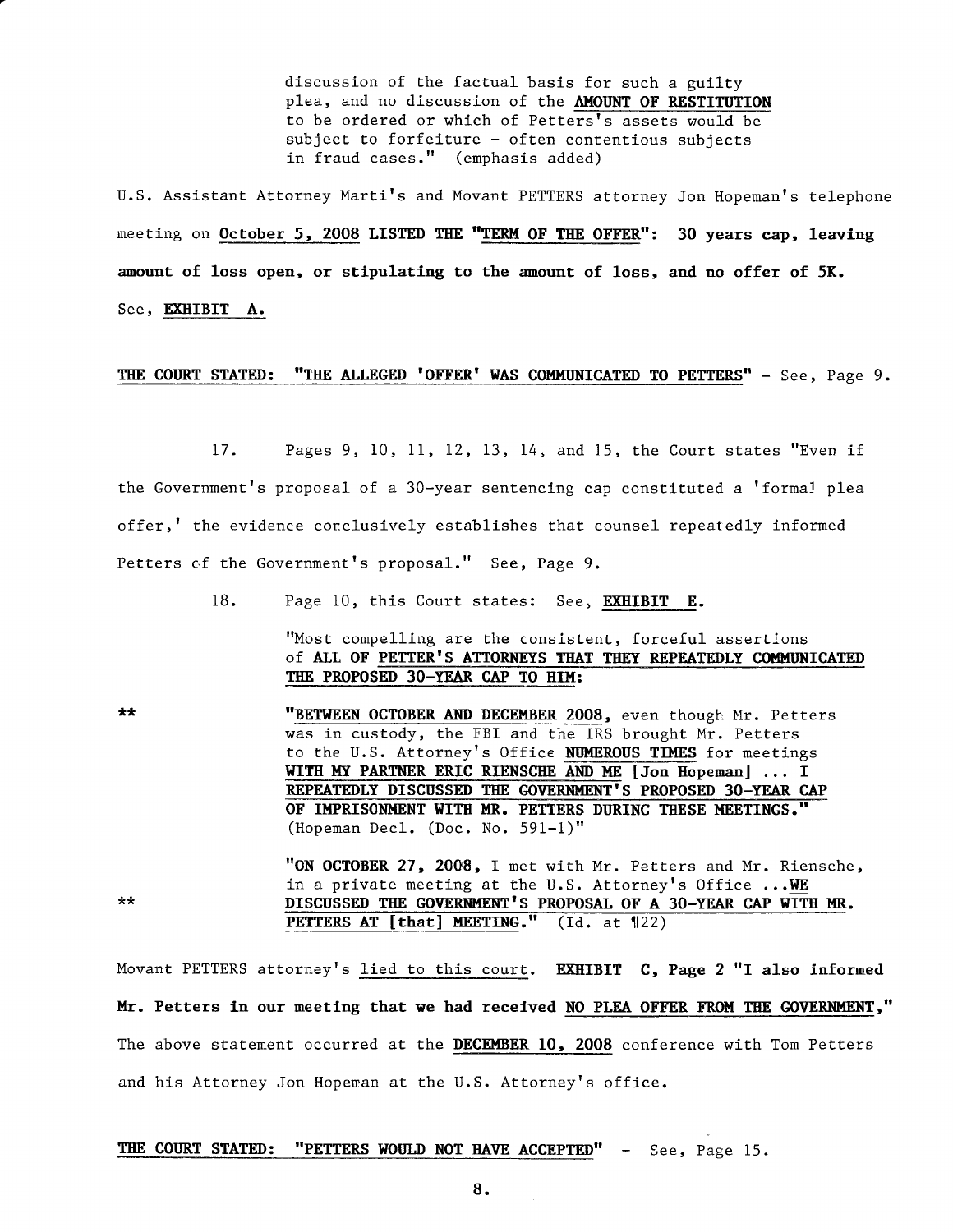> discussion of the factual basis for such a guilty plea, and no discussion of the **AMOUNT OF RESTITUTION** to be ordered or which of Petters's assets would be subject to forfeiture - often contentious subjects in fraud cases." (emphasis added)

U.S. Assistant Attorney Marti's and Movant PETTERS attorney Jon Hopeman's telephone meeting on **October 5, 2008 LISTED THE "TERM OF THE OFFER": 30 years cap, leaving amount of loss open, or stipulating to the amount of loss, and no offer of 5K.** See, **EXHIBIT A.**

**THE COURT STATED: "THE ALLEGED 'OFFER' WAS COMMUNICATED TO PETTERS"** - See, Page 9.

17. Pages 9, 10, 11, 12, 13, 14, and 15, the Court states "Even if the Government's proposal of a 30-year sentencing cap constituted a 'formal plea offer,' the evidence conclusively establishes that counsel repeatedly informed Petters of the Government's proposal." See, Page 9.

18. Page 10, this Court states: See, **EXHIBIT E.**

> "Most compelling are the consistent, forceful assertions of **ALL OF PETTER'S ATTORNEYS THAT THEY REPEATEDLY COMMUNICATED THE PROPOSED 30-YEAR CAP TO HIM:**

** "**BETWEEN OCTOBER AND DECEMBER 2008,** even though Mr. Petters was in custody, the FBI and the IRS brought Mr. Petters to the U.S. Attorney's Office **NUMEROUS TIMES** for meetings **WITH MY PARTNER ERIC RIENSCHE AND ME** [Jon Hopeman] ... **I REPEATEDLY DISCUSSED THE GOVERNMENT'S PROPOSED 30-YEAR CAP OF IMPRISONMENT WITH MR. PETTERS DURING THESE MEETINGS."** (Hopeman Decl. (Doc. No. 591-1)"

** "**ON OCTOBER 27, 2008,** I met with Mr. Petters and Mr. Riensche, in a private meeting at the U.S. Attorney's Office ...**WE DISCUSSED THE GOVERNMENT'S PROPOSAL OF A 30-YEAR CAP WITH MR. PETTERS AT [that] MEETING."** (Id. at ¶22)

Movant PETTERS attorney's lied to this court. **EXHIBIT C, Page 2 "I also informed Mr. Petters in our meeting that we had received NO PLEA OFFER FROM THE GOVERNMENT,"** The above statement occurred at the **DECEMBER 10, 2008** conference with Tom Petters and his Attorney Jon Hopeman at the U.S. Attorney's office.

**THE COURT STATED: "PETTERS WOULD NOT HAVE ACCEPTED"** - See, Page 15.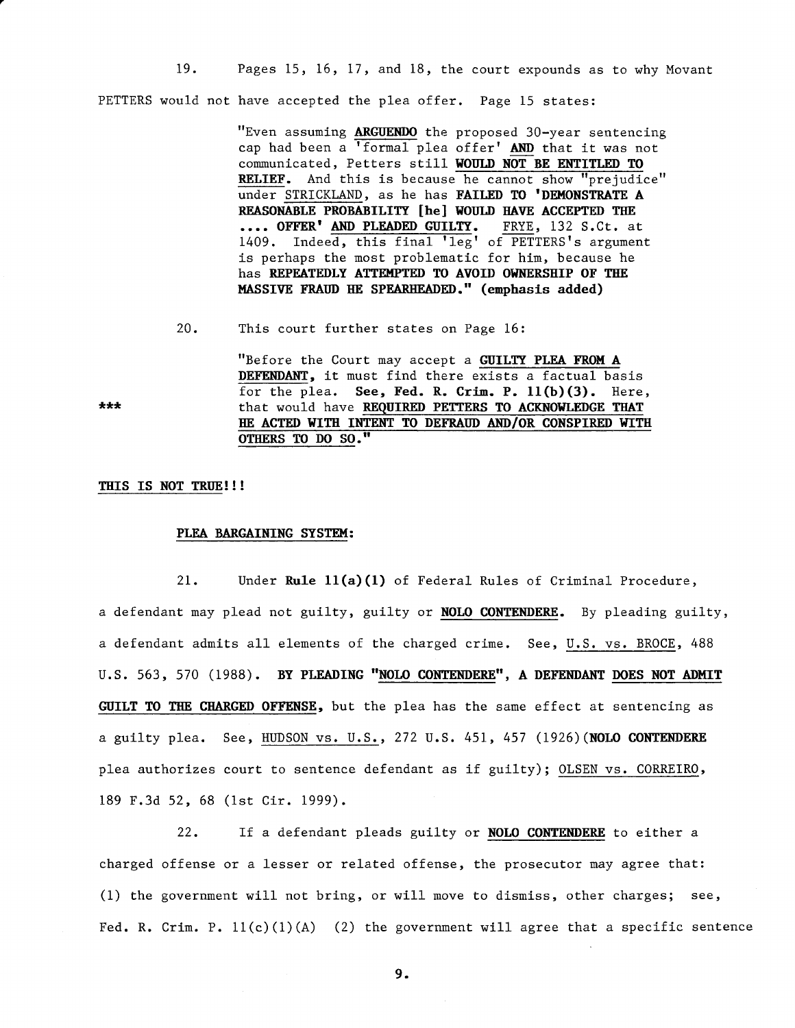19. Pages 15, 16, 17, and 18, the court expounds as to why Movant PETTERS would not have accepted the plea offer. Page 15 states:

> "Even assuming **ARGUENDO** the proposed 30-year sentencing cap had been a 'formal plea offer' **AND** that it was not communicated, Petters still **WOULD NOT BE ENTITLED TO RELIEF**. And this is because he cannot show "prejudice" under STRICKLAND, as he has **FAILED TO 'DEMONSTRATE A REASONABLE PROBABILITY [he] WOULD HAVE ACCEPTED THE .... OFFER' AND PLEADED GUILTY.** FRYE, 132 S.Ct. at 1409. Indeed, this final 'leg' of PETTERS's argument is perhaps the most problematic for him, because he has **REPEATEDLY ATTEMPTED TO AVOID OWNERSHIP OF THE MASSIVE FRAUD HE SPEARHEADED." (emphasis added)**

20. This court further states on Page 16:

> "Before the Court may accept a **GUILTY PLEA FROM A DEFENDANT**, it must find there exists a factual basis for the plea. **See, Fed. R. Crim. P. 11(b)(3).** Here, that would have **REQUIRED PETTERS TO ACKNOWLEDGE THAT HE ACTED WITH INTENT TO DEFRAUD AND/OR CONSPIRED WITH OTHERS TO DO SO."**

***

**THIS IS NOT TRUE!!!**

**PLEA BARGAINING SYSTEM:**

21. Under **Rule 11(a)(1)** of Federal Rules of Criminal Procedure, a defendant may plead not guilty, guilty or **NOLO CONTENDERE**. By pleading guilty, a defendant admits all elements of the charged crime. See, U.S. vs. BROCE, 488 U.S. 563, 570 (1988). **BY PLEADING "NOLO CONTENDERE", A DEFENDANT DOES NOT ADMIT GUILT TO THE CHARGED OFFENSE,** but the plea has the same effect at sentencing as a guilty plea. See, HUDSON vs. U.S., 272 U.S. 451, 457 (1926)(**NOLO CONTENDERE** plea authorizes court to sentence defendant as if guilty); OLSEN vs. CORREIRO, 189 F.3d 52, 68 (1st Cir. 1999).

22. If a defendant pleads guilty or **NOLO CONTENDERE** to either a charged offense or a lesser or related offense, the prosecutor may agree that: (1) the government will not bring, or will move to dismiss, other charges; see, Fed. R. Crim. P. 11(c)(1)(A) (2) the government will agree that a specific sentence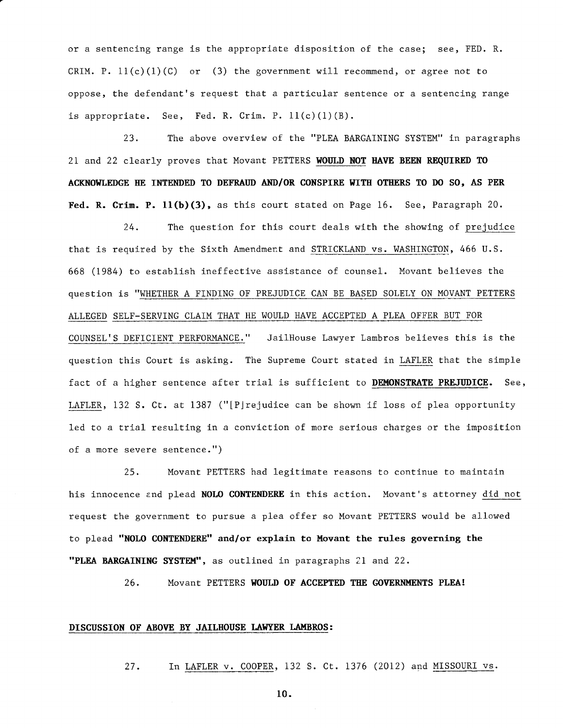or a sentencing range is the appropriate disposition of the case; see, FED. R. CRIM. P. 11(c)(1)(C) or (3) the government will recommend, or agree not to oppose, the defendant's request that a particular sentence or a sentencing range is appropriate. See, Fed. R. Crim. P. 11(c)(1)(B).

23. The above overview of the "PLEA BARGAINING SYSTEM" in paragraphs 21 and 22 clearly proves that Movant PETTERS **WOULD NOT HAVE BEEN REQUIRED TO ACKNOWLEDGE HE INTENDED TO DEFRAUD AND/OR CONSPIRE WITH OTHERS TO DO SO, AS PER Fed. R. Crim. P. 11(b)(3),** as this court stated on Page 16. See, Paragraph 20.

24. The question for this court deals with the showing of prejudice that is required by the Sixth Amendment and STRICKLAND vs. WASHINGTON, 466 U.S. 668 (1984) to establish ineffective assistance of counsel. Movant believes the question is "WHETHER A FINDING OF PREJUDICE CAN BE BASED SOLELY ON MOVANT PETTERS ALLEGED SELF-SERVING CLAIM THAT HE WOULD HAVE ACCEPTED A PLEA OFFER BUT FOR COUNSEL'S DEFICIENT PERFORMANCE." JailHouse Lawyer Lambros believes this is the question this Court is asking. The Supreme Court stated in LAFLER that the simple fact of a higher sentence after trial is sufficient to **DEMONSTRATE PREJUDICE**. See, LAFLER, 132 S. Ct. at 1387 ("[P]rejudice can be shown if loss of plea opportunity led to a trial resulting in a conviction of more serious charges or the imposition of a more severe sentence.")

25. Movant PETTERS had legitimate reasons to continue to maintain his innocence and plead **NOLO CONTENDERE** in this action. Movant's attorney did not request the government to pursue a plea offer so Movant PETTERS would be allowed to plead **"NOLO CONTENDERE" and/or explain to Movant the rules governing the "PLEA BARGAINING SYSTEM"**, as outlined in paragraphs 21 and 22.

26. Movant PETTERS **WOULD OF ACCEPTED THE GOVERNMENTS PLEA!**

**DISCUSSION OF ABOVE BY JAILHOUSE LAWYER LAMBROS:**

27. In LAFLER v. COOPER, 132 S. Ct. 1376 (2012) and MISSOURI vs.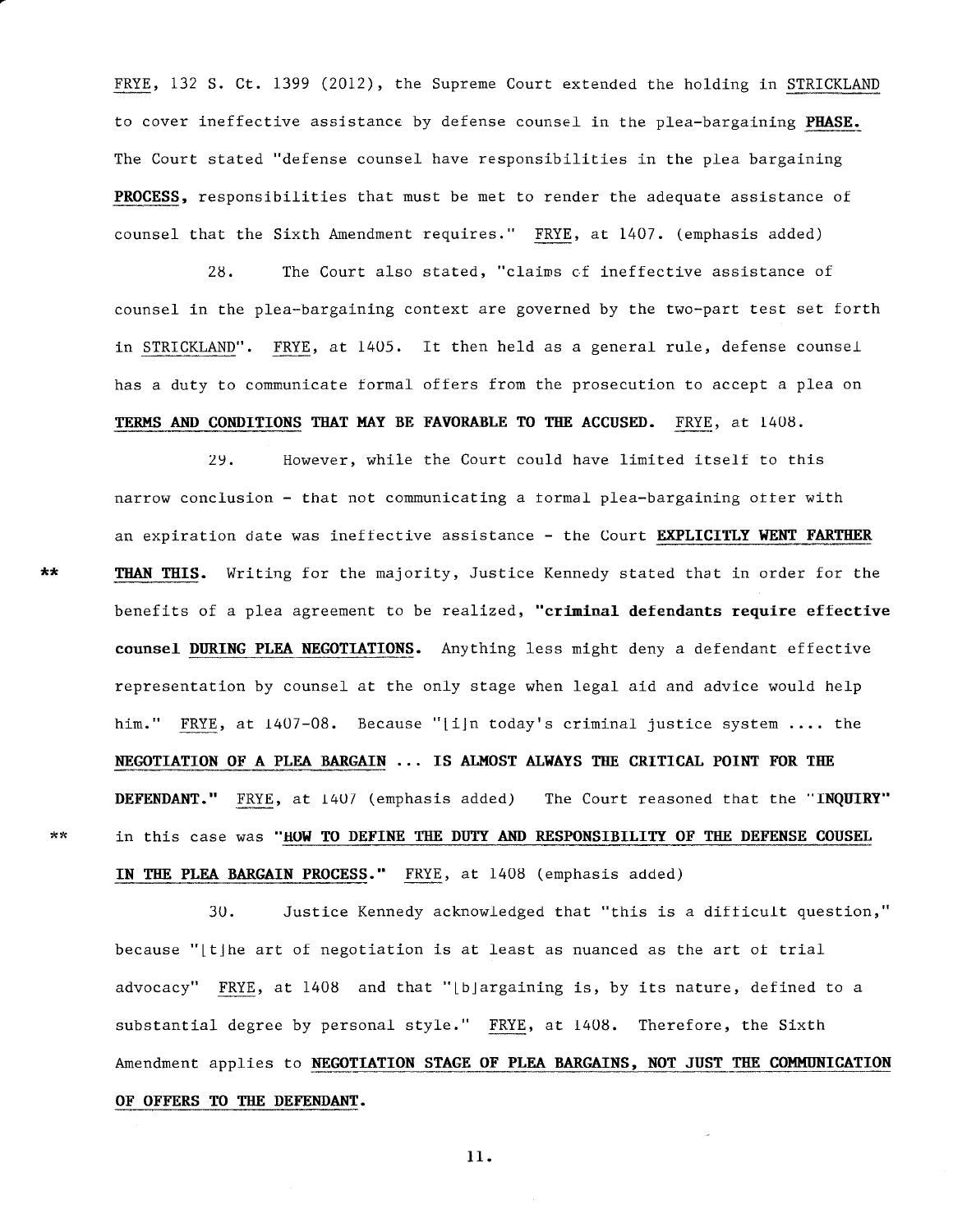FRYE, 132 S. Ct. 1399 (2012), the Supreme Court extended the holding in STRICKLAND to cover ineffective assistance by defense counsel in the plea-bargaining **PHASE.** The Court stated "defense counsel have responsibilities in the plea bargaining **PROCESS,** responsibilities that must be met to render the adequate assistance of counsel that the Sixth Amendment requires." FRYE, at 1407. (emphasis added)

28. The Court also stated, "claims of ineffective assistance of counsel in the plea-bargaining context are governed by the two-part test set forth in STRICKLAND". FRYE, at 1405. It then held as a general rule, defense counsel has a duty to communicate formal offers from the prosecution to accept a plea on **TERMS AND CONDITIONS THAT MAY BE FAVORABLE TO THE ACCUSED.** FRYE, at 1408.

29. However, while the Court could have limited itself to this narrow conclusion - that not communicating a formal plea-bargaining offer with an expiration date was ineffective assistance - the Court **EXPLICITLY WENT FARTHER THAN THIS.** Writing for the majority, Justice Kennedy stated that in order for the benefits of a plea agreement to be realized, **"criminal defendants require effective counsel DURING PLEA NEGOTIATIONS.** Anything less might deny a defendant effective representation by counsel at the only stage when legal aid and advice would help him." FRYE, at 1407-08. Because "[i]n today's criminal justice system .... the **NEGOTIATION OF A PLEA BARGAIN ... IS ALMOST ALWAYS THE CRITICAL POINT FOR THE DEFENDANT."** FRYE, at 1407 (emphasis added) The Court reasoned that the **"INQUIRY"** in this case was **"HOW TO DEFINE THE DUTY AND RESPONSIBILITY OF THE DEFENSE COUSEL IN THE PLEA BARGAIN PROCESS."** FRYE, at 1408 (emphasis added)

30. Justice Kennedy acknowledged that "this is a difficult question," because "[t]he art of negotiation is at least as nuanced as the art of trial advocacy" FRYE, at 1408 and that "[b]argaining is, by its nature, defined to a substantial degree by personal style." FRYE, at 1408. Therefore, the Sixth Amendment applies to **NEGOTIATION STAGE OF PLEA BARGAINS, NOT JUST THE COMMUNICATION OF OFFERS TO THE DEFENDANT.**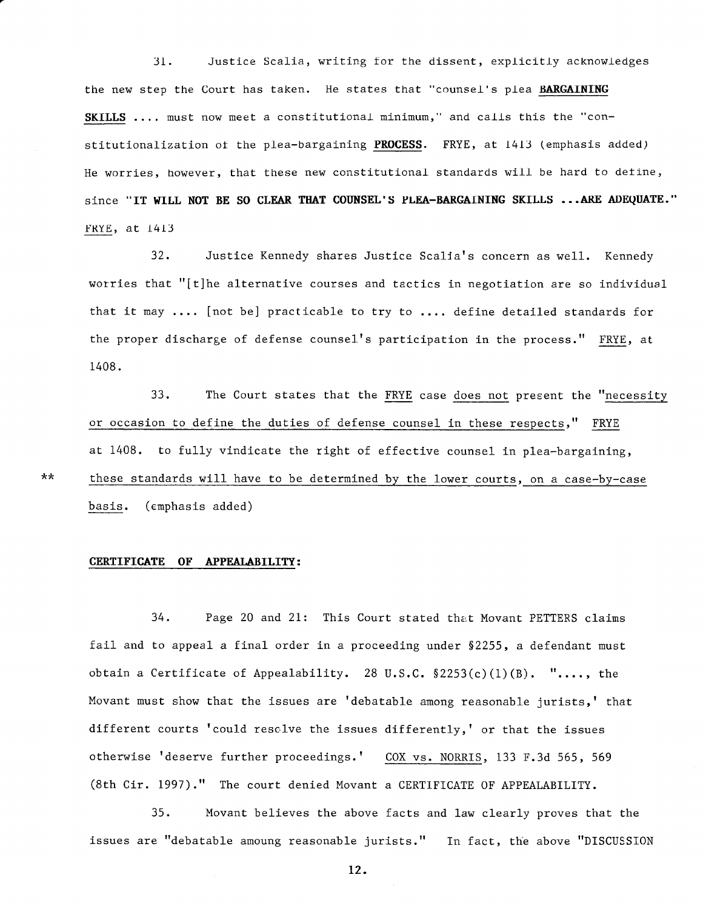31. Justice Scalia, writing for the dissent, explicitly acknowledges the new step the Court has taken. He states that "counsel's plea **BARGAINING SKILLS** .... must now meet a constitutional minimum," and calls this the "constitutionalization of the plea-bargaining **PROCESS**. FRYE, at 1413 (emphasis added) He worries, however, that these new constitutional standards will be hard to define, since "**IT WILL NOT BE SO CLEAR THAT COUNSEL'S PLEA-BARGAINING SKILLS ...ARE ADEQUATE.**" FRYE, at 1413

32. Justice Kennedy shares Justice Scalia's concern as well. Kennedy worries that "[t]he alternative courses and tactics in negotiation are so individual that it may .... [not be] practicable to try to .... define detailed standards for the proper discharge of defense counsel's participation in the process." FRYE, at 1408.

33. The Court states that the FRYE case does not present the "necessity or occasion to define the duties of defense counsel in these respects," FRYE at 1408. to fully vindicate the right of effective counsel in plea-bargaining, ** these standards will have to be determined by the lower courts, on a case-by-case basis. (emphasis added)

**CERTIFICATE OF APPEALABILITY:**

34. Page 20 and 21: This Court stated that Movant PETTERS claims fail and to appeal a final order in a proceeding under §2255, a defendant must obtain a Certificate of Appealability. 28 U.S.C. §2253(c)(1)(B). "...., the Movant must show that the issues are 'debatable among reasonable jurists,' that different courts 'could resolve the issues differently,' or that the issues otherwise 'deserve further proceedings.' COX vs. NORRIS, 133 F.3d 565, 569 (8th Cir. 1997)." The court denied Movant a CERTIFICATE OF APPEALABILITY.

35. Movant believes the above facts and law clearly proves that the issues are "debatable amoung reasonable jurists." In fact, the above "DISCUSSION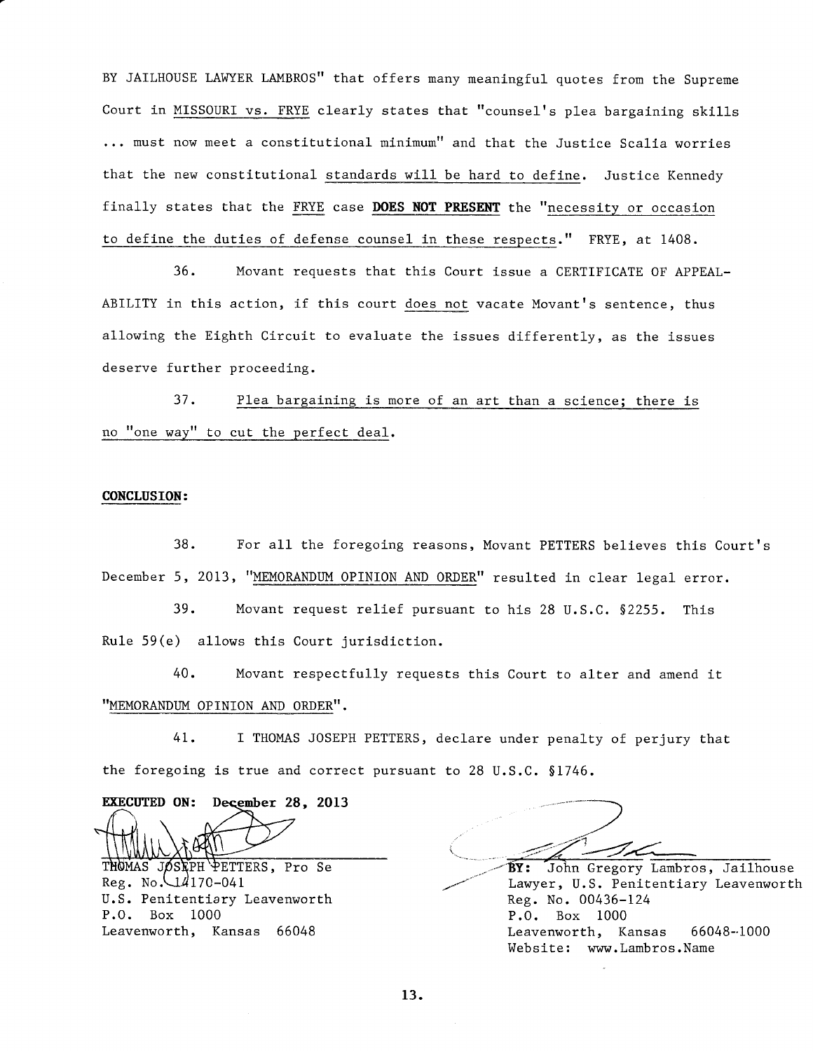BY JAILHOUSE LAWYER LAMBROS" that offers many meaningful quotes from the Supreme Court in MISSOURI vs. FRYE clearly states that "counsel's plea bargaining skills ... must now meet a constitutional minimum" and that the Justice Scalia worries that the new constitutional standards will be hard to define. Justice Kennedy finally states that the FRYE case **DOES NOT PRESENT** the "necessity or occasion to define the duties of defense counsel in these respects." FRYE, at 1408.

36. Movant requests that this Court issue a CERTIFICATE OF APPEALABILITY in this action, if this court does not vacate Movant's sentence, thus allowing the Eighth Circuit to evaluate the issues differently, as the issues deserve further proceeding.

37. Plea bargaining is more of an art than a science; there is no "one way" to cut the perfect deal.

**CONCLUSION:**

38. For all the foregoing reasons, Movant PETTERS believes this Court's December 5, 2013, "MEMORANDUM OPINION AND ORDER" resulted in clear legal error.

39. Movant request relief pursuant to his 28 U.S.C. §2255. This Rule 59(e) allows this Court jurisdiction.

40. Movant respectfully requests this Court to alter and amend it "MEMORANDUM OPINION AND ORDER".

41. I THOMAS JOSEPH PETTERS, declare under penalty of perjury that the foregoing is true and correct pursuant to 28 U.S.C. §1746.

**EXECUTED ON: December 28, 2013**

THOMAS JOSEPH PETTERS, Pro Se
Reg. No. 14170-041
U.S. Penitentiary Leavenworth
P.O. Box 1000
Leavenworth, Kansas 66048

**BY:** John Gregory Lambros, Jailhouse Lawyer, U.S. Penitentiary Leavenworth
Reg. No. 00436-124
P.O. Box 1000
Leavenworth, Kansas 66048-1000
Website: www.Lambros.Name